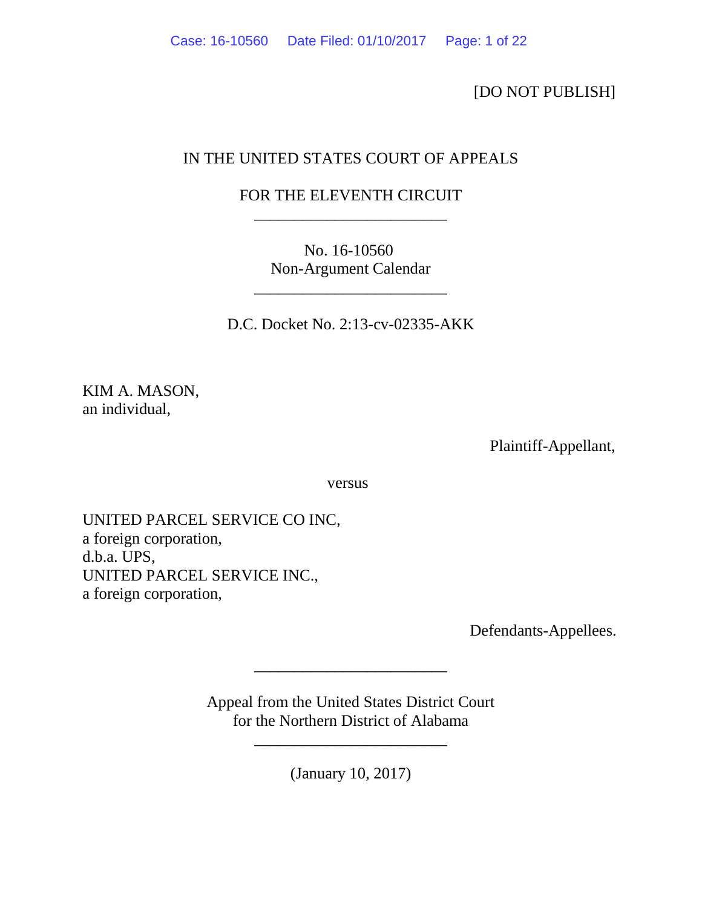[DO NOT PUBLISH]

IN THE UNITED STATES COURT OF APPEALS

FOR THE ELEVENTH CIRCUIT

________________________

No. 16-10560
Non-Argument Calendar

________________________

D.C. Docket No. 2:13-cv-02335-AKK

KIM A. MASON,
an individual,

Plaintiff-Appellant,

versus

UNITED PARCEL SERVICE CO INC,
a foreign corporation,
d.b.a. UPS,
UNITED PARCEL SERVICE INC.,
a foreign corporation,

Defendants-Appellees.

________________________

Appeal from the United States District Court
for the Northern District of Alabama

________________________

(January 10, 2017)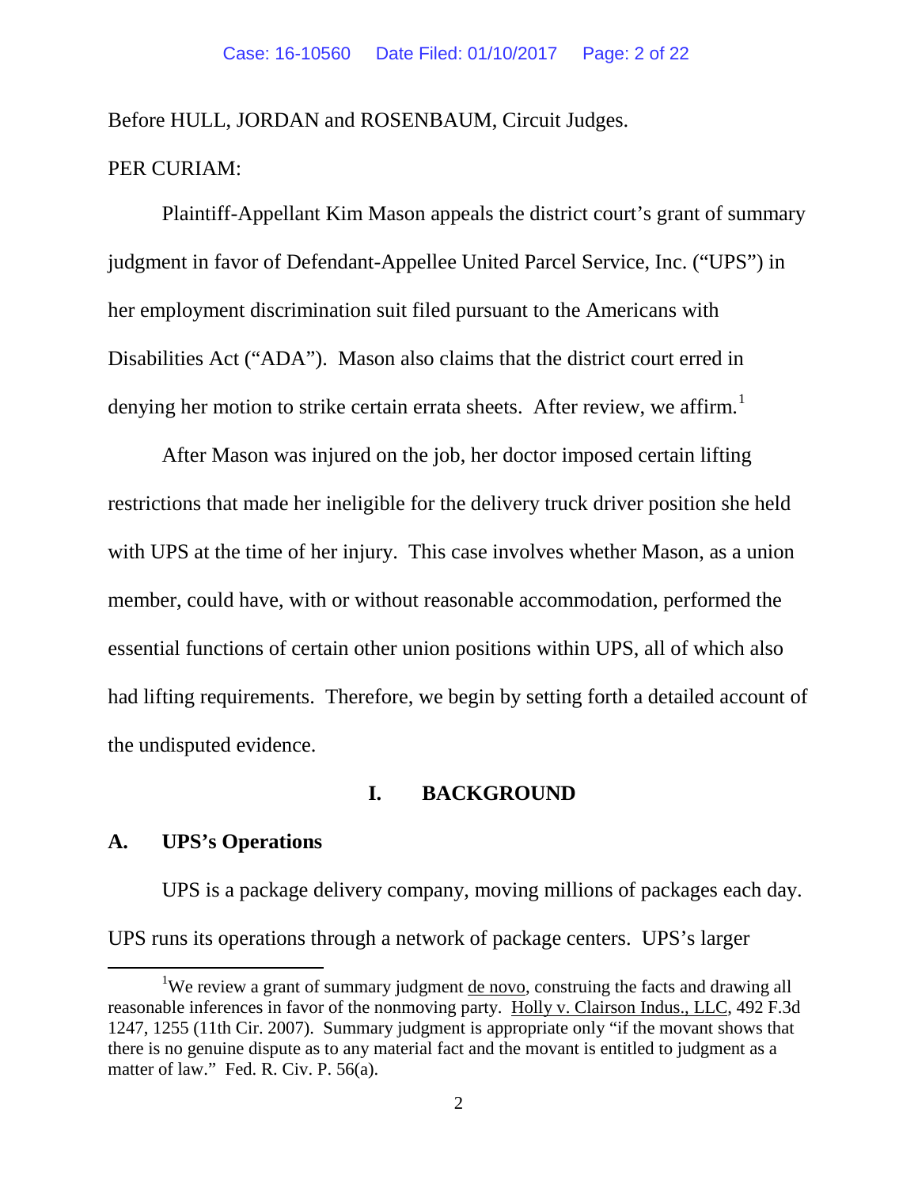Before HULL, JORDAN and ROSENBAUM, Circuit Judges.

PER CURIAM:

Plaintiff-Appellant Kim Mason appeals the district court's grant of summary judgment in favor of Defendant-Appellee United Parcel Service, Inc. ("UPS") in her employment discrimination suit filed pursuant to the Americans with Disabilities Act ("ADA"). Mason also claims that the district court erred in denying her motion to strike certain errata sheets. After review, we affirm.[1]

After Mason was injured on the job, her doctor imposed certain lifting restrictions that made her ineligible for the delivery truck driver position she held with UPS at the time of her injury. This case involves whether Mason, as a union member, could have, with or without reasonable accommodation, performed the essential functions of certain other union positions within UPS, all of which also had lifting requirements. Therefore, we begin by setting forth a detailed account of the undisputed evidence.

## I. BACKGROUND

### A. UPS's Operations

UPS is a package delivery company, moving millions of packages each day. UPS runs its operations through a network of package centers. UPS's larger

[1] We review a grant of summary judgment de novo, construing the facts and drawing all reasonable inferences in favor of the nonmoving party. Holly v. Clairson Indus., LLC, 492 F.3d 1247, 1255 (11th Cir. 2007). Summary judgment is appropriate only "if the movant shows that there is no genuine dispute as to any material fact and the movant is entitled to judgment as a matter of law." Fed. R. Civ. P. 56(a).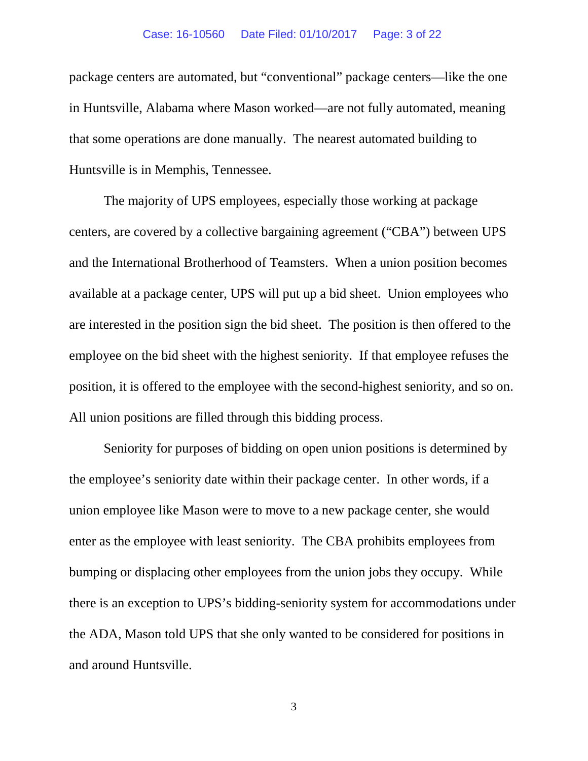package centers are automated, but "conventional" package centers—like the one in Huntsville, Alabama where Mason worked—are not fully automated, meaning that some operations are done manually. The nearest automated building to Huntsville is in Memphis, Tennessee.

The majority of UPS employees, especially those working at package centers, are covered by a collective bargaining agreement ("CBA") between UPS and the International Brotherhood of Teamsters. When a union position becomes available at a package center, UPS will put up a bid sheet. Union employees who are interested in the position sign the bid sheet. The position is then offered to the employee on the bid sheet with the highest seniority. If that employee refuses the position, it is offered to the employee with the second-highest seniority, and so on. All union positions are filled through this bidding process.

Seniority for purposes of bidding on open union positions is determined by the employee's seniority date within their package center. In other words, if a union employee like Mason were to move to a new package center, she would enter as the employee with least seniority. The CBA prohibits employees from bumping or displacing other employees from the union jobs they occupy. While there is an exception to UPS's bidding-seniority system for accommodations under the ADA, Mason told UPS that she only wanted to be considered for positions in and around Huntsville.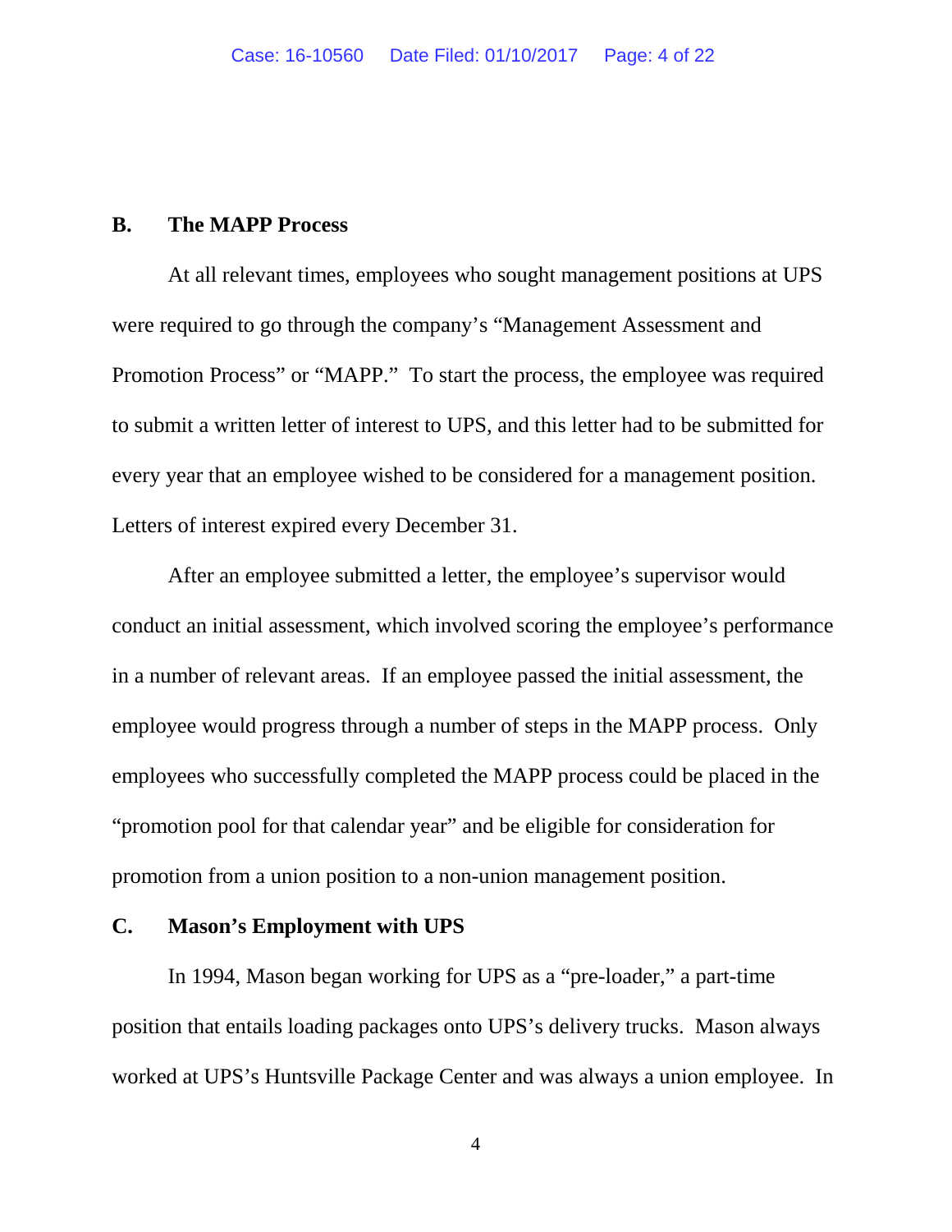## B. The MAPP Process

At all relevant times, employees who sought management positions at UPS were required to go through the company's "Management Assessment and Promotion Process" or "MAPP." To start the process, the employee was required to submit a written letter of interest to UPS, and this letter had to be submitted for every year that an employee wished to be considered for a management position. Letters of interest expired every December 31.

After an employee submitted a letter, the employee's supervisor would conduct an initial assessment, which involved scoring the employee's performance in a number of relevant areas. If an employee passed the initial assessment, the employee would progress through a number of steps in the MAPP process. Only employees who successfully completed the MAPP process could be placed in the "promotion pool for that calendar year" and be eligible for consideration for promotion from a union position to a non-union management position.

## C. Mason's Employment with UPS

In 1994, Mason began working for UPS as a "pre-loader," a part-time position that entails loading packages onto UPS's delivery trucks. Mason always worked at UPS's Huntsville Package Center and was always a union employee. In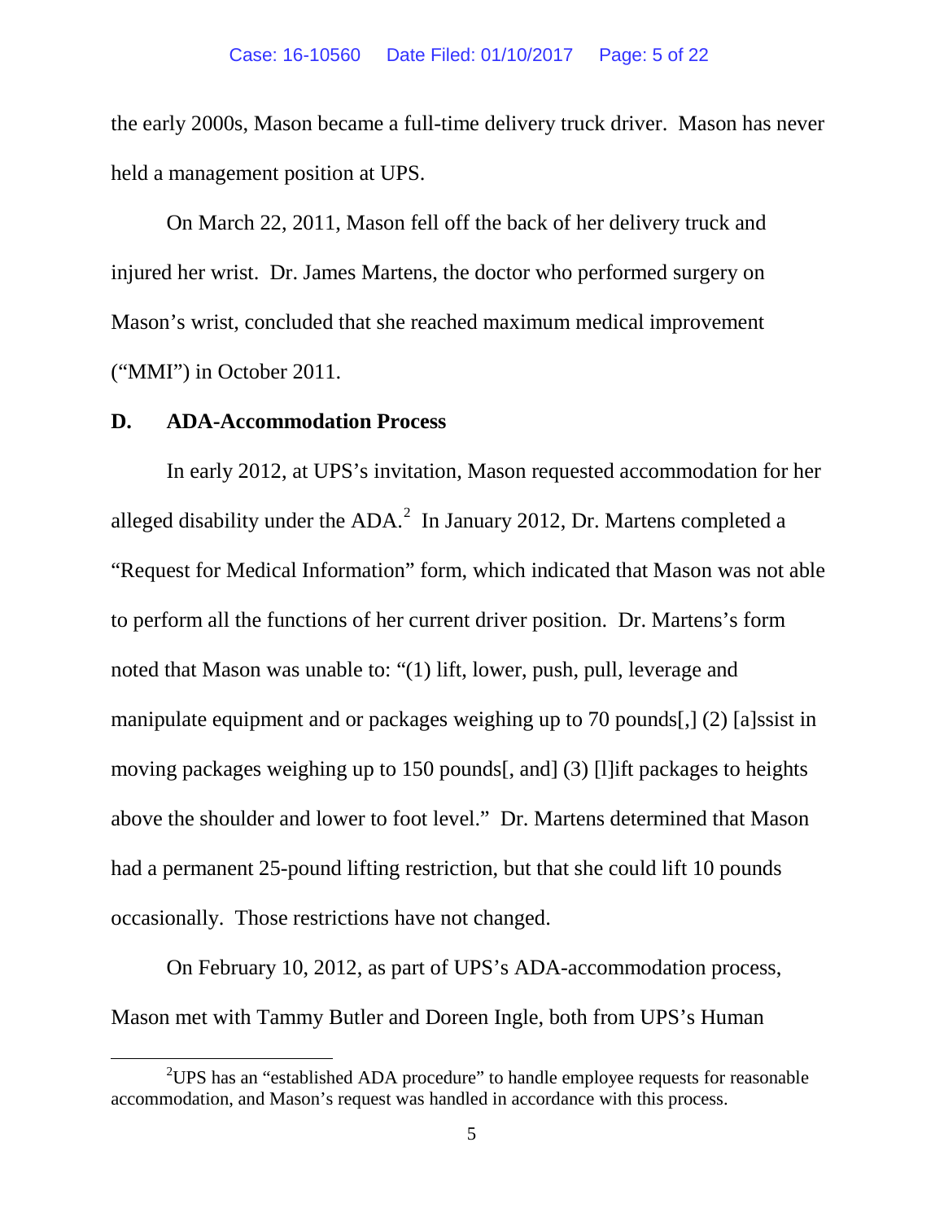the early 2000s, Mason became a full-time delivery truck driver. Mason has never held a management position at UPS.

On March 22, 2011, Mason fell off the back of her delivery truck and injured her wrist. Dr. James Martens, the doctor who performed surgery on Mason's wrist, concluded that she reached maximum medical improvement ("MMI") in October 2011.

### D. ADA-Accommodation Process

In early 2012, at UPS's invitation, Mason requested accommodation for her alleged disability under the ADA.[2] In January 2012, Dr. Martens completed a "Request for Medical Information" form, which indicated that Mason was not able to perform all the functions of her current driver position. Dr. Martens's form noted that Mason was unable to: "(1) lift, lower, push, pull, leverage and manipulate equipment and or packages weighing up to 70 pounds[,] (2) [a]ssist in moving packages weighing up to 150 pounds[, and] (3) [l]ift packages to heights above the shoulder and lower to foot level." Dr. Martens determined that Mason had a permanent 25-pound lifting restriction, but that she could lift 10 pounds occasionally. Those restrictions have not changed.

On February 10, 2012, as part of UPS's ADA-accommodation process, Mason met with Tammy Butler and Doreen Ingle, both from UPS's Human

[2] UPS has an "established ADA procedure" to handle employee requests for reasonable accommodation, and Mason's request was handled in accordance with this process.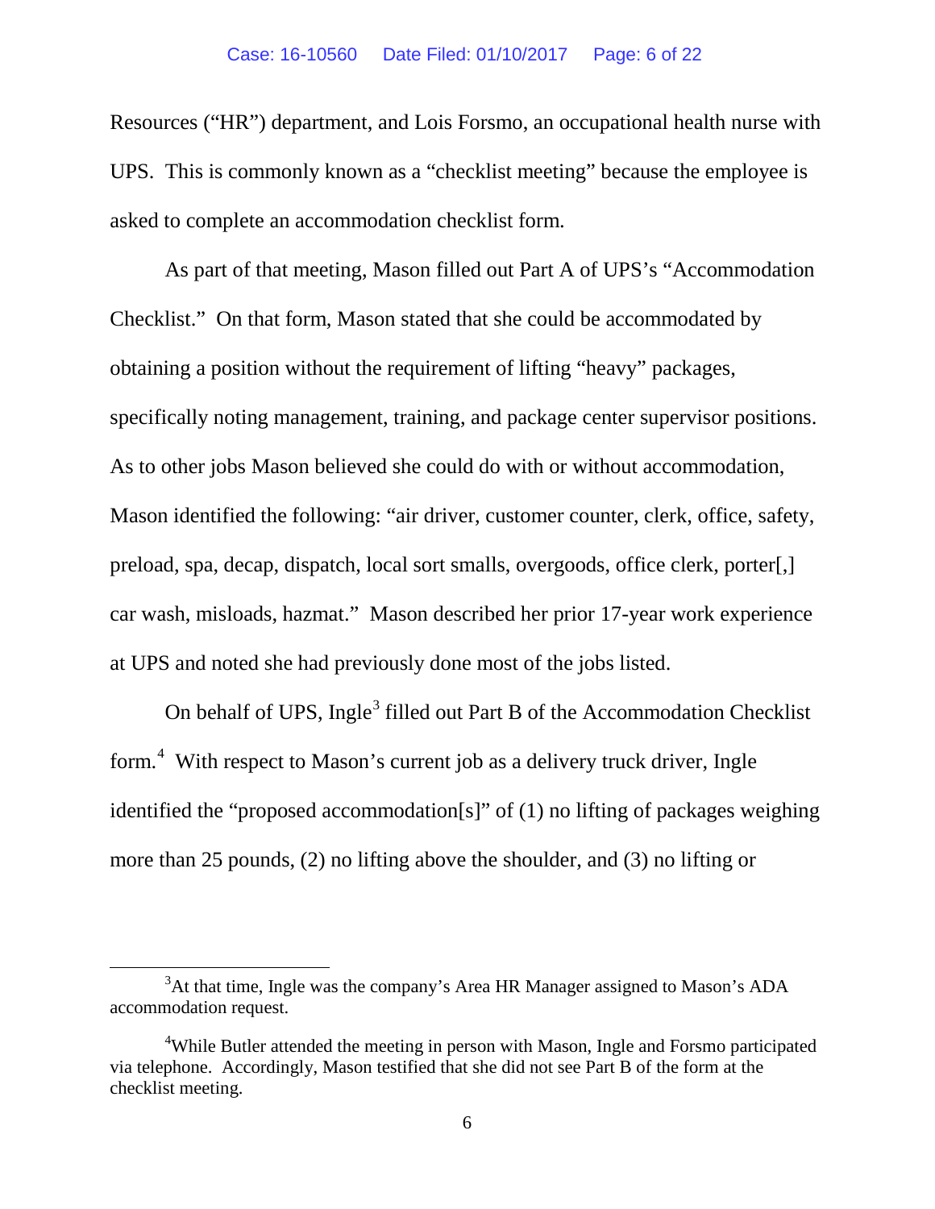Resources ("HR") department, and Lois Forsmo, an occupational health nurse with UPS. This is commonly known as a "checklist meeting" because the employee is asked to complete an accommodation checklist form.

As part of that meeting, Mason filled out Part A of UPS's "Accommodation Checklist." On that form, Mason stated that she could be accommodated by obtaining a position without the requirement of lifting "heavy" packages, specifically noting management, training, and package center supervisor positions. As to other jobs Mason believed she could do with or without accommodation, Mason identified the following: "air driver, customer counter, clerk, office, safety, preload, spa, decap, dispatch, local sort smalls, overgoods, office clerk, porter[,] car wash, misloads, hazmat." Mason described her prior 17-year work experience at UPS and noted she had previously done most of the jobs listed.

On behalf of UPS, Ingle[3] filled out Part B of the Accommodation Checklist form.[4] With respect to Mason's current job as a delivery truck driver, Ingle identified the "proposed accommodation[s]" of (1) no lifting of packages weighing more than 25 pounds, (2) no lifting above the shoulder, and (3) no lifting or

---

[3] At that time, Ingle was the company's Area HR Manager assigned to Mason's ADA accommodation request.

[4] While Butler attended the meeting in person with Mason, Ingle and Forsmo participated via telephone. Accordingly, Mason testified that she did not see Part B of the form at the checklist meeting.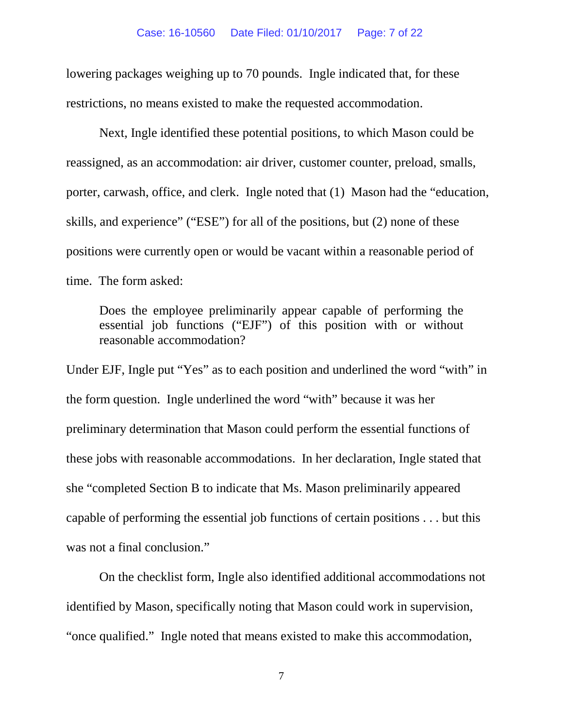lowering packages weighing up to 70 pounds. Ingle indicated that, for these restrictions, no means existed to make the requested accommodation.

Next, Ingle identified these potential positions, to which Mason could be reassigned, as an accommodation: air driver, customer counter, preload, smalls, porter, carwash, office, and clerk. Ingle noted that (1) Mason had the "education, skills, and experience" ("ESE") for all of the positions, but (2) none of these positions were currently open or would be vacant within a reasonable period of time. The form asked:

> Does the employee preliminarily appear capable of performing the essential job functions ("EJF") of this position with or without reasonable accommodation?

Under EJF, Ingle put "Yes" as to each position and underlined the word "with" in the form question. Ingle underlined the word "with" because it was her preliminary determination that Mason could perform the essential functions of these jobs with reasonable accommodations. In her declaration, Ingle stated that she "completed Section B to indicate that Ms. Mason preliminarily appeared capable of performing the essential job functions of certain positions . . . but this was not a final conclusion."

On the checklist form, Ingle also identified additional accommodations not identified by Mason, specifically noting that Mason could work in supervision, "once qualified." Ingle noted that means existed to make this accommodation,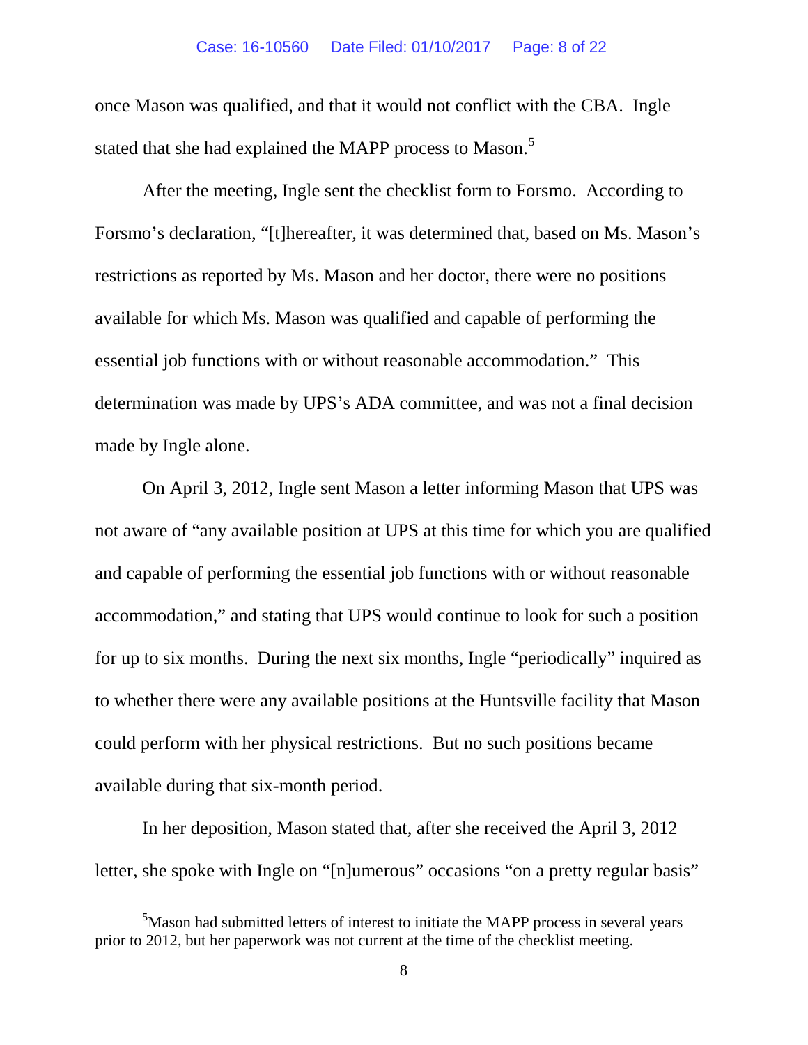once Mason was qualified, and that it would not conflict with the CBA. Ingle stated that she had explained the MAPP process to Mason.[5]

After the meeting, Ingle sent the checklist form to Forsmo. According to Forsmo's declaration, "[t]hereafter, it was determined that, based on Ms. Mason's restrictions as reported by Ms. Mason and her doctor, there were no positions available for which Ms. Mason was qualified and capable of performing the essential job functions with or without reasonable accommodation." This determination was made by UPS's ADA committee, and was not a final decision made by Ingle alone.

On April 3, 2012, Ingle sent Mason a letter informing Mason that UPS was not aware of "any available position at UPS at this time for which you are qualified and capable of performing the essential job functions with or without reasonable accommodation," and stating that UPS would continue to look for such a position for up to six months. During the next six months, Ingle "periodically" inquired as to whether there were any available positions at the Huntsville facility that Mason could perform with her physical restrictions. But no such positions became available during that six-month period.

In her deposition, Mason stated that, after she received the April 3, 2012 letter, she spoke with Ingle on "[n]umerous" occasions "on a pretty regular basis"

[5] Mason had submitted letters of interest to initiate the MAPP process in several years prior to 2012, but her paperwork was not current at the time of the checklist meeting.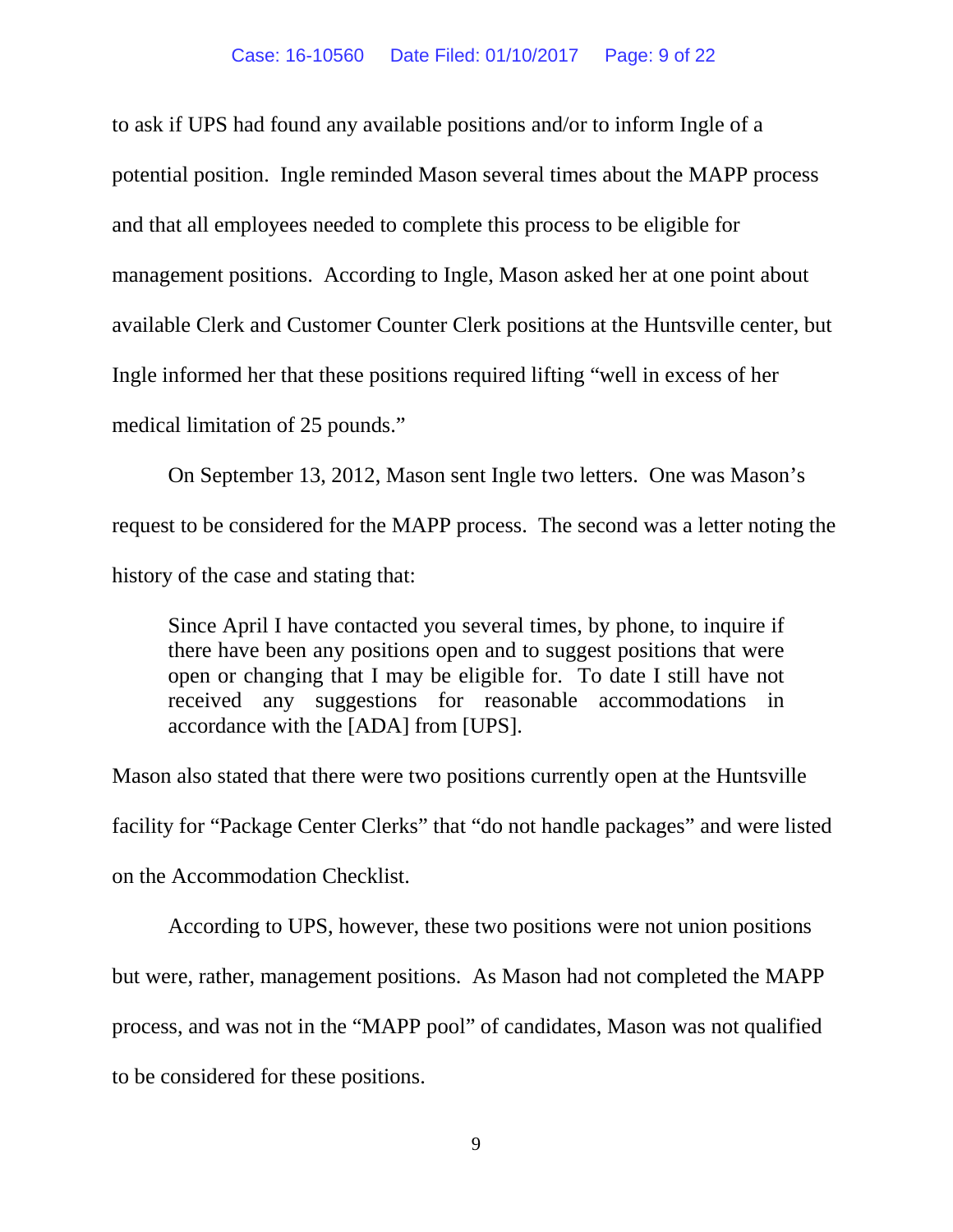to ask if UPS had found any available positions and/or to inform Ingle of a potential position. Ingle reminded Mason several times about the MAPP process and that all employees needed to complete this process to be eligible for management positions. According to Ingle, Mason asked her at one point about available Clerk and Customer Counter Clerk positions at the Huntsville center, but Ingle informed her that these positions required lifting "well in excess of her medical limitation of 25 pounds."

On September 13, 2012, Mason sent Ingle two letters. One was Mason's request to be considered for the MAPP process. The second was a letter noting the history of the case and stating that:

> Since April I have contacted you several times, by phone, to inquire if there have been any positions open and to suggest positions that were open or changing that I may be eligible for. To date I still have not received any suggestions for reasonable accommodations in accordance with the [ADA] from [UPS].

Mason also stated that there were two positions currently open at the Huntsville facility for "Package Center Clerks" that "do not handle packages" and were listed on the Accommodation Checklist.

According to UPS, however, these two positions were not union positions but were, rather, management positions. As Mason had not completed the MAPP process, and was not in the "MAPP pool" of candidates, Mason was not qualified to be considered for these positions.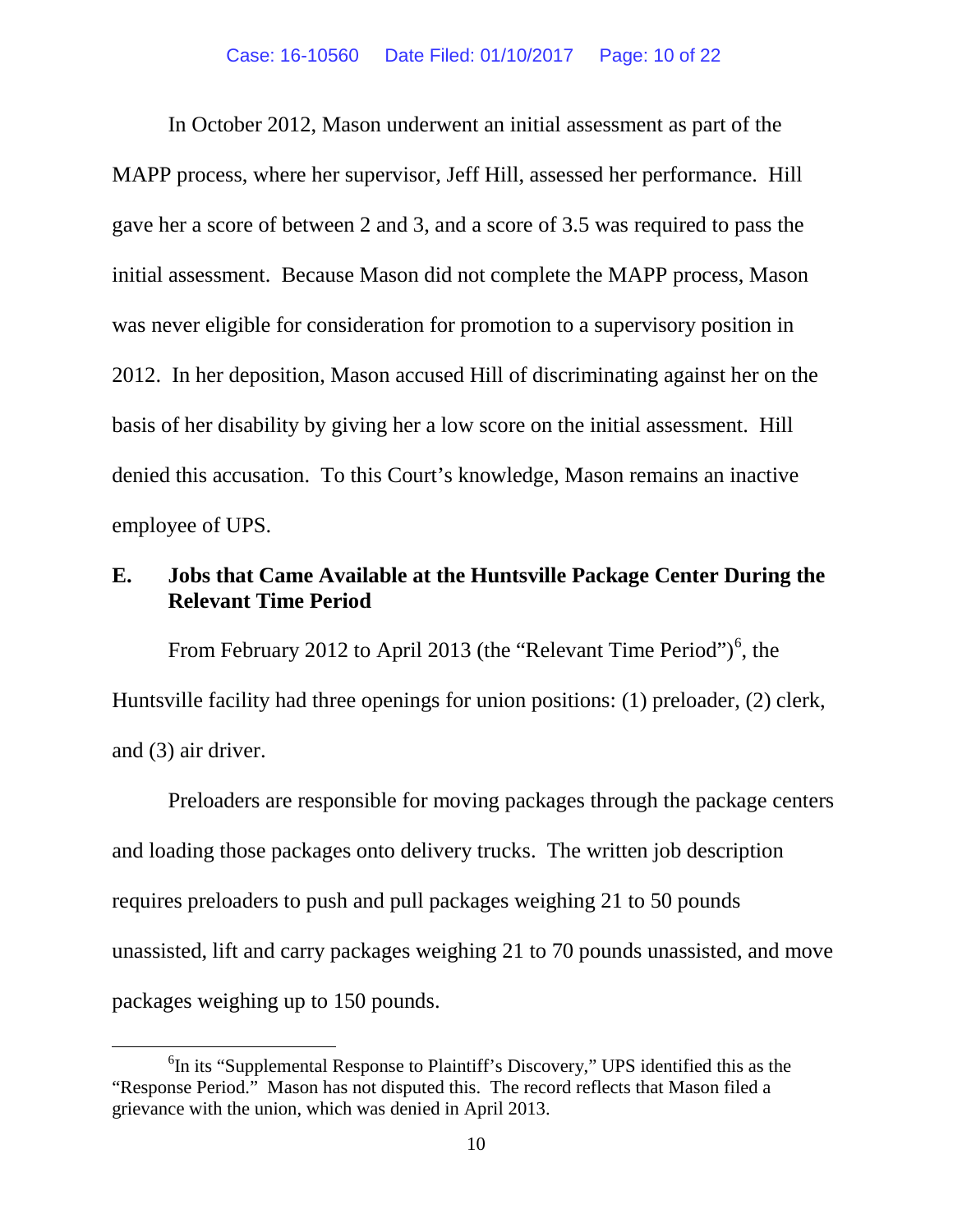In October 2012, Mason underwent an initial assessment as part of the MAPP process, where her supervisor, Jeff Hill, assessed her performance. Hill gave her a score of between 2 and 3, and a score of 3.5 was required to pass the initial assessment. Because Mason did not complete the MAPP process, Mason was never eligible for consideration for promotion to a supervisory position in 2012. In her deposition, Mason accused Hill of discriminating against her on the basis of her disability by giving her a low score on the initial assessment. Hill denied this accusation. To this Court's knowledge, Mason remains an inactive employee of UPS.

### E. Jobs that Came Available at the Huntsville Package Center During the Relevant Time Period

From February 2012 to April 2013 (the "Relevant Time Period")[6], the Huntsville facility had three openings for union positions: (1) preloader, (2) clerk, and (3) air driver.

Preloaders are responsible for moving packages through the package centers and loading those packages onto delivery trucks. The written job description requires preloaders to push and pull packages weighing 21 to 50 pounds unassisted, lift and carry packages weighing 21 to 70 pounds unassisted, and move packages weighing up to 150 pounds.

---

[6] In its "Supplemental Response to Plaintiff's Discovery," UPS identified this as the "Response Period." Mason has not disputed this. The record reflects that Mason filed a grievance with the union, which was denied in April 2013.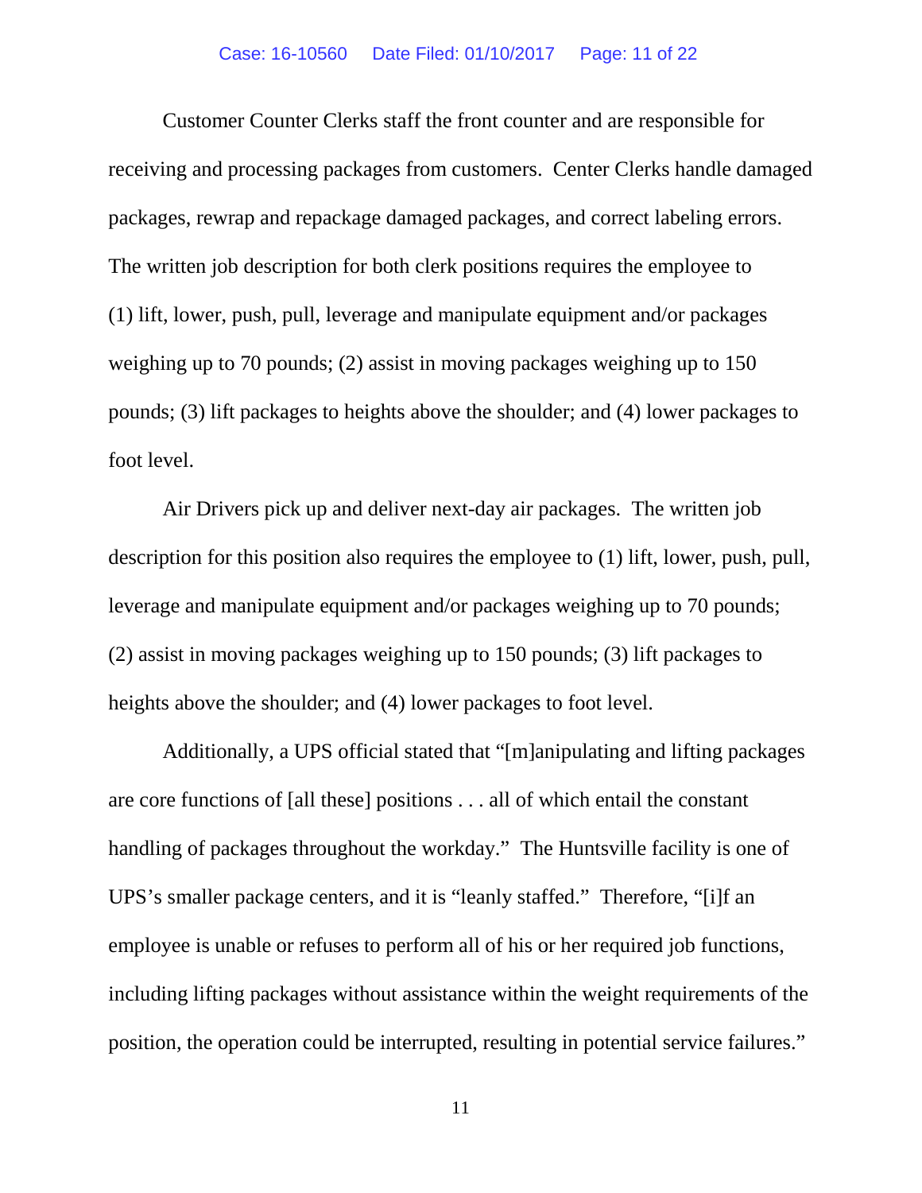Customer Counter Clerks staff the front counter and are responsible for receiving and processing packages from customers. Center Clerks handle damaged packages, rewrap and repackage damaged packages, and correct labeling errors. The written job description for both clerk positions requires the employee to (1) lift, lower, push, pull, leverage and manipulate equipment and/or packages weighing up to 70 pounds; (2) assist in moving packages weighing up to 150 pounds; (3) lift packages to heights above the shoulder; and (4) lower packages to foot level.

Air Drivers pick up and deliver next-day air packages. The written job description for this position also requires the employee to (1) lift, lower, push, pull, leverage and manipulate equipment and/or packages weighing up to 70 pounds; (2) assist in moving packages weighing up to 150 pounds; (3) lift packages to heights above the shoulder; and (4) lower packages to foot level.

Additionally, a UPS official stated that "[m]anipulating and lifting packages are core functions of [all these] positions . . . all of which entail the constant handling of packages throughout the workday." The Huntsville facility is one of UPS's smaller package centers, and it is "leanly staffed." Therefore, "[i]f an employee is unable or refuses to perform all of his or her required job functions, including lifting packages without assistance within the weight requirements of the position, the operation could be interrupted, resulting in potential service failures."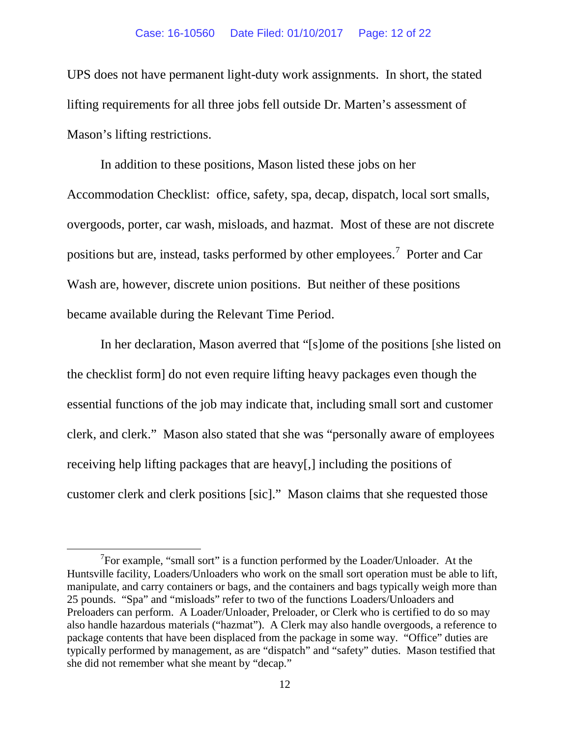UPS does not have permanent light-duty work assignments. In short, the stated lifting requirements for all three jobs fell outside Dr. Marten's assessment of Mason's lifting restrictions.

In addition to these positions, Mason listed these jobs on her Accommodation Checklist: office, safety, spa, decap, dispatch, local sort smalls, overgoods, porter, car wash, misloads, and hazmat. Most of these are not discrete positions but are, instead, tasks performed by other employees.[7] Porter and Car Wash are, however, discrete union positions. But neither of these positions became available during the Relevant Time Period.

In her declaration, Mason averred that "[s]ome of the positions [she listed on the checklist form] do not even require lifting heavy packages even though the essential functions of the job may indicate that, including small sort and customer clerk, and clerk." Mason also stated that she was "personally aware of employees receiving help lifting packages that are heavy[,] including the positions of customer clerk and clerk positions [sic]." Mason claims that she requested those

[7] For example, "small sort" is a function performed by the Loader/Unloader. At the Huntsville facility, Loaders/Unloaders who work on the small sort operation must be able to lift, manipulate, and carry containers or bags, and the containers and bags typically weigh more than 25 pounds. "Spa" and "misloads" refer to two of the functions Loaders/Unloaders and Preloaders can perform. A Loader/Unloader, Preloader, or Clerk who is certified to do so may also handle hazardous materials ("hazmat"). A Clerk may also handle overgoods, a reference to package contents that have been displaced from the package in some way. "Office" duties are typically performed by management, as are "dispatch" and "safety" duties. Mason testified that she did not remember what she meant by "decap."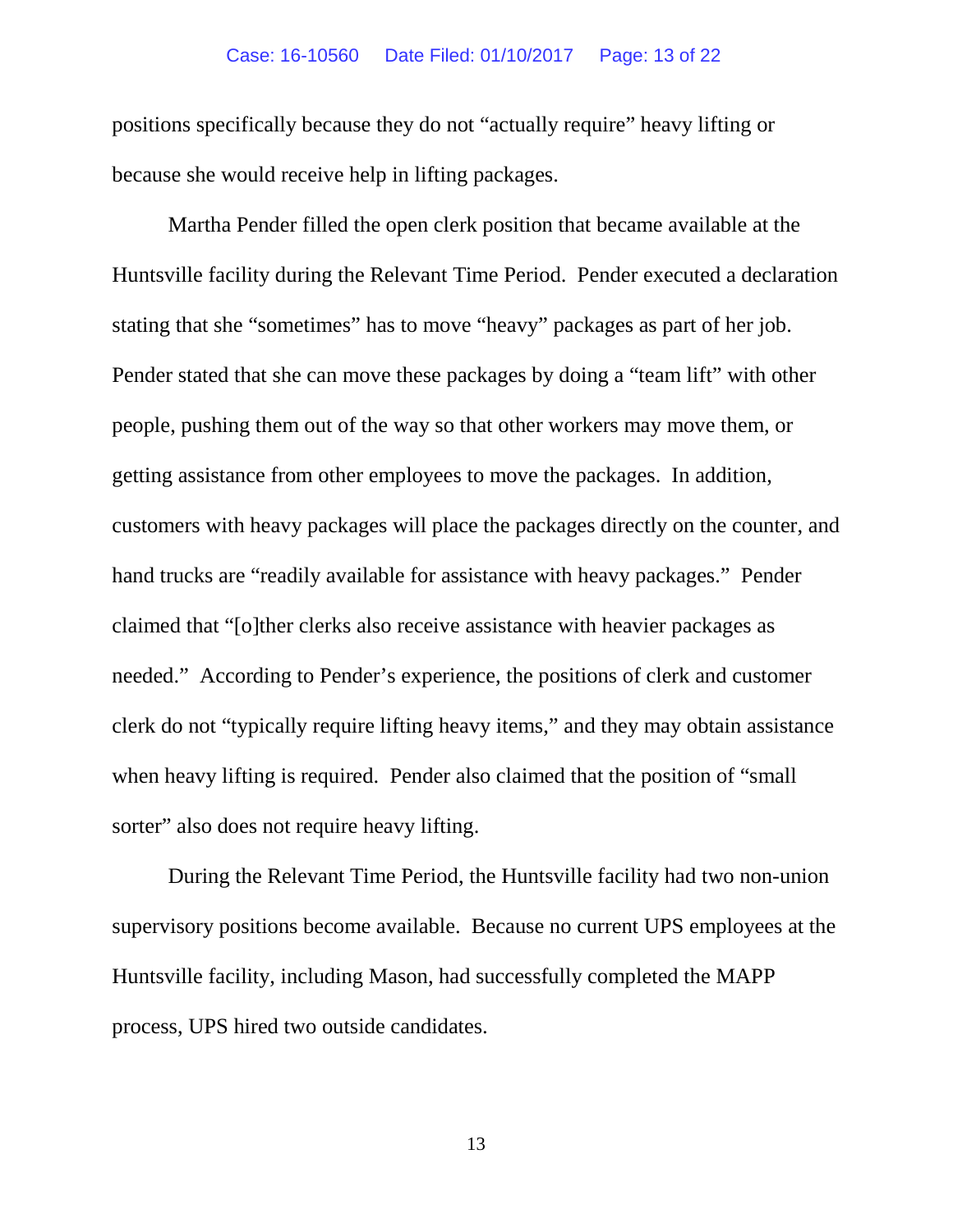positions specifically because they do not "actually require" heavy lifting or because she would receive help in lifting packages.

Martha Pender filled the open clerk position that became available at the Huntsville facility during the Relevant Time Period. Pender executed a declaration stating that she "sometimes" has to move "heavy" packages as part of her job. Pender stated that she can move these packages by doing a "team lift" with other people, pushing them out of the way so that other workers may move them, or getting assistance from other employees to move the packages. In addition, customers with heavy packages will place the packages directly on the counter, and hand trucks are "readily available for assistance with heavy packages." Pender claimed that "[o]ther clerks also receive assistance with heavier packages as needed." According to Pender's experience, the positions of clerk and customer clerk do not "typically require lifting heavy items," and they may obtain assistance when heavy lifting is required. Pender also claimed that the position of "small sorter" also does not require heavy lifting.

During the Relevant Time Period, the Huntsville facility had two non-union supervisory positions become available. Because no current UPS employees at the Huntsville facility, including Mason, had successfully completed the MAPP process, UPS hired two outside candidates.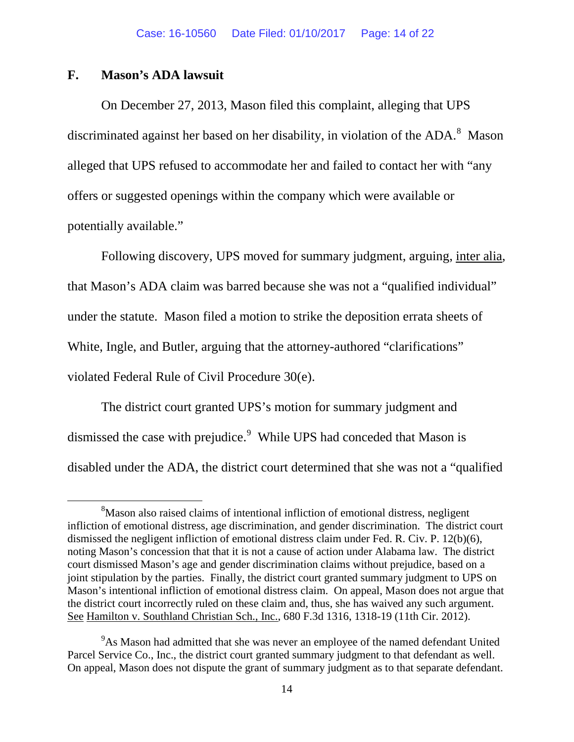## F. Mason's ADA lawsuit

On December 27, 2013, Mason filed this complaint, alleging that UPS discriminated against her based on her disability, in violation of the ADA.[8] Mason alleged that UPS refused to accommodate her and failed to contact her with "any offers or suggested openings within the company which were available or potentially available."

Following discovery, UPS moved for summary judgment, arguing, inter alia, that Mason's ADA claim was barred because she was not a "qualified individual" under the statute. Mason filed a motion to strike the deposition errata sheets of White, Ingle, and Butler, arguing that the attorney-authored "clarifications" violated Federal Rule of Civil Procedure 30(e).

The district court granted UPS's motion for summary judgment and dismissed the case with prejudice.[9] While UPS had conceded that Mason is disabled under the ADA, the district court determined that she was not a "qualified

---

[8]Mason also raised claims of intentional infliction of emotional distress, negligent infliction of emotional distress, age discrimination, and gender discrimination. The district court dismissed the negligent infliction of emotional distress claim under Fed. R. Civ. P. 12(b)(6), noting Mason's concession that that it is not a cause of action under Alabama law. The district court dismissed Mason's age and gender discrimination claims without prejudice, based on a joint stipulation by the parties. Finally, the district court granted summary judgment to UPS on Mason's intentional infliction of emotional distress claim. On appeal, Mason does not argue that the district court incorrectly ruled on these claim and, thus, she has waived any such argument. See Hamilton v. Southland Christian Sch., Inc., 680 F.3d 1316, 1318-19 (11th Cir. 2012).

[9]As Mason had admitted that she was never an employee of the named defendant United Parcel Service Co., Inc., the district court granted summary judgment to that defendant as well. On appeal, Mason does not dispute the grant of summary judgment as to that separate defendant.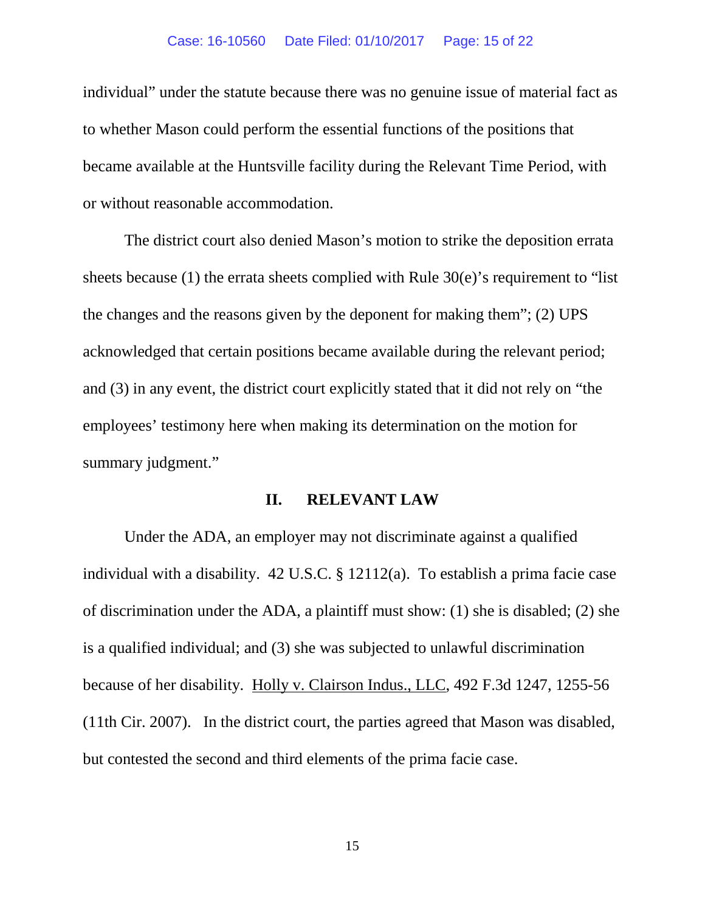individual" under the statute because there was no genuine issue of material fact as to whether Mason could perform the essential functions of the positions that became available at the Huntsville facility during the Relevant Time Period, with or without reasonable accommodation.

The district court also denied Mason's motion to strike the deposition errata sheets because (1) the errata sheets complied with Rule 30(e)'s requirement to "list the changes and the reasons given by the deponent for making them"; (2) UPS acknowledged that certain positions became available during the relevant period; and (3) in any event, the district court explicitly stated that it did not rely on "the employees' testimony here when making its determination on the motion for summary judgment."

## II. RELEVANT LAW

Under the ADA, an employer may not discriminate against a qualified individual with a disability. 42 U.S.C. § 12112(a). To establish a prima facie case of discrimination under the ADA, a plaintiff must show: (1) she is disabled; (2) she is a qualified individual; and (3) she was subjected to unlawful discrimination because of her disability. Holly v. Clairson Indus., LLC, 492 F.3d 1247, 1255-56 (11th Cir. 2007). In the district court, the parties agreed that Mason was disabled, but contested the second and third elements of the prima facie case.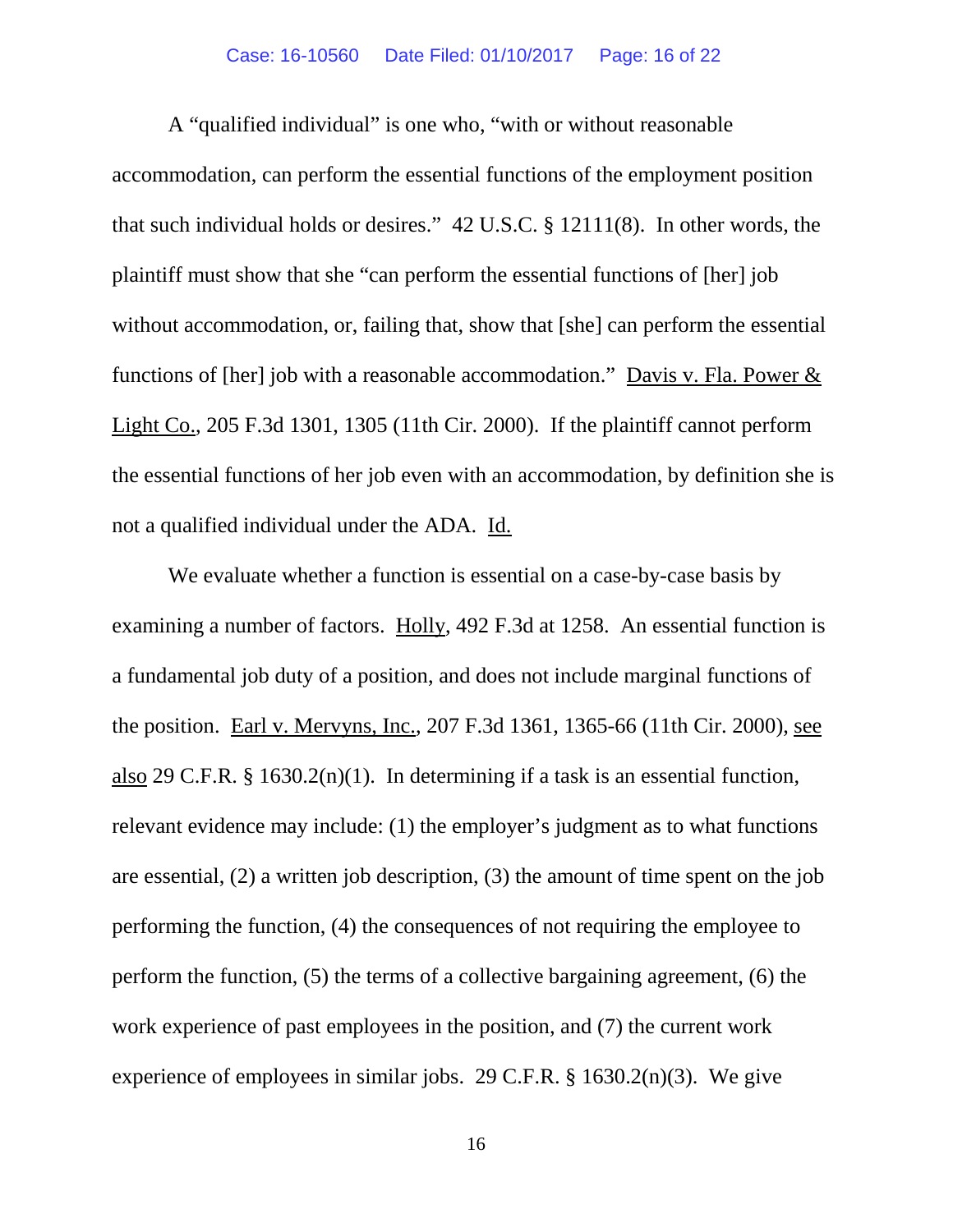A "qualified individual" is one who, "with or without reasonable accommodation, can perform the essential functions of the employment position that such individual holds or desires." 42 U.S.C. § 12111(8). In other words, the plaintiff must show that she "can perform the essential functions of [her] job without accommodation, or, failing that, show that [she] can perform the essential functions of [her] job with a reasonable accommodation." Davis v. Fla. Power & Light Co., 205 F.3d 1301, 1305 (11th Cir. 2000). If the plaintiff cannot perform the essential functions of her job even with an accommodation, by definition she is not a qualified individual under the ADA. Id.

We evaluate whether a function is essential on a case-by-case basis by examining a number of factors. Holly, 492 F.3d at 1258. An essential function is a fundamental job duty of a position, and does not include marginal functions of the position. Earl v. Mervyns, Inc., 207 F.3d 1361, 1365-66 (11th Cir. 2000), see also 29 C.F.R. § 1630.2(n)(1). In determining if a task is an essential function, relevant evidence may include: (1) the employer's judgment as to what functions are essential, (2) a written job description, (3) the amount of time spent on the job performing the function, (4) the consequences of not requiring the employee to perform the function, (5) the terms of a collective bargaining agreement, (6) the work experience of past employees in the position, and (7) the current work experience of employees in similar jobs. 29 C.F.R. § 1630.2(n)(3). We give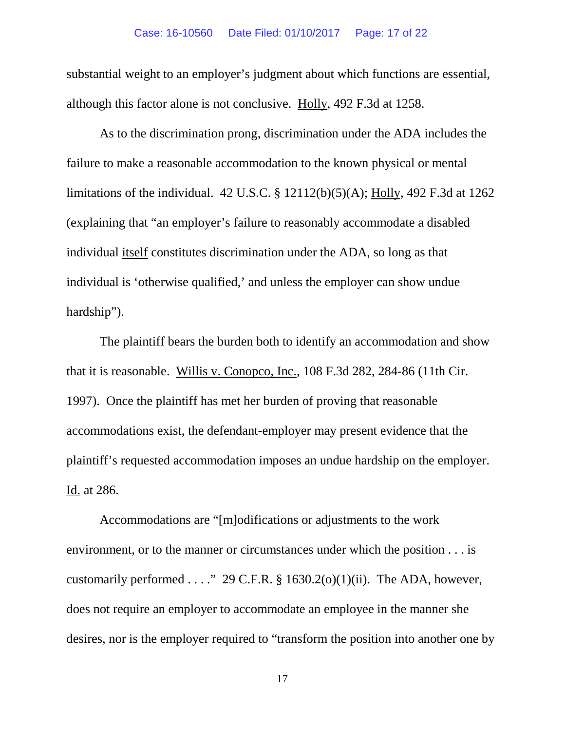substantial weight to an employer's judgment about which functions are essential, although this factor alone is not conclusive. Holly, 492 F.3d at 1258.

As to the discrimination prong, discrimination under the ADA includes the failure to make a reasonable accommodation to the known physical or mental limitations of the individual. 42 U.S.C. § 12112(b)(5)(A); Holly, 492 F.3d at 1262 (explaining that "an employer's failure to reasonably accommodate a disabled individual itself constitutes discrimination under the ADA, so long as that individual is 'otherwise qualified,' and unless the employer can show undue hardship").

The plaintiff bears the burden both to identify an accommodation and show that it is reasonable. Willis v. Conopco, Inc., 108 F.3d 282, 284-86 (11th Cir. 1997). Once the plaintiff has met her burden of proving that reasonable accommodations exist, the defendant-employer may present evidence that the plaintiff's requested accommodation imposes an undue hardship on the employer. Id. at 286.

Accommodations are "[m]odifications or adjustments to the work environment, or to the manner or circumstances under which the position . . . is customarily performed . . . ." 29 C.F.R. § 1630.2(o)(1)(ii). The ADA, however, does not require an employer to accommodate an employee in the manner she desires, nor is the employer required to "transform the position into another one by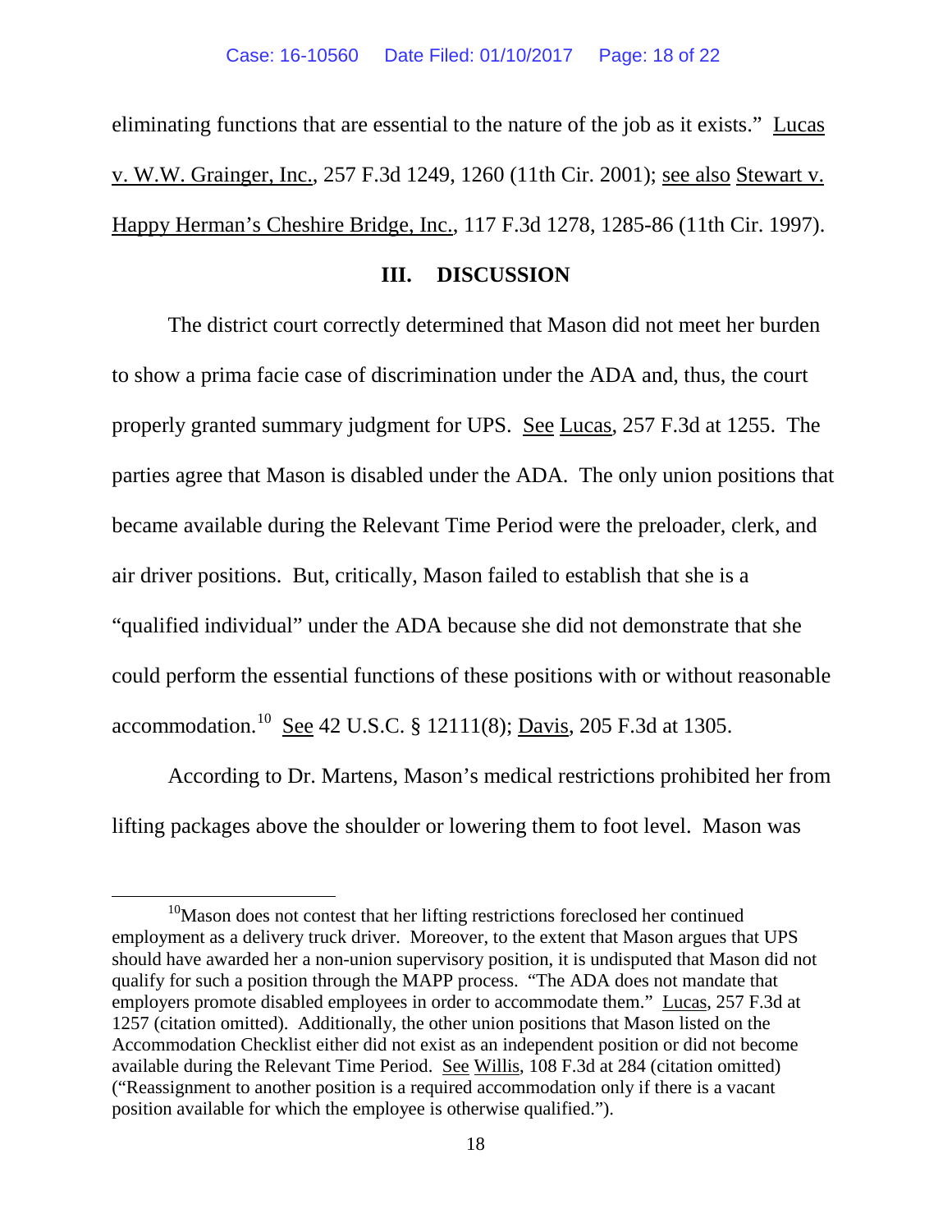eliminating functions that are essential to the nature of the job as it exists." Lucas v. W.W. Grainger, Inc., 257 F.3d 1249, 1260 (11th Cir. 2001); see also Stewart v. Happy Herman's Cheshire Bridge, Inc., 117 F.3d 1278, 1285-86 (11th Cir. 1997).

## III. DISCUSSION

The district court correctly determined that Mason did not meet her burden to show a prima facie case of discrimination under the ADA and, thus, the court properly granted summary judgment for UPS. See Lucas, 257 F.3d at 1255. The parties agree that Mason is disabled under the ADA. The only union positions that became available during the Relevant Time Period were the preloader, clerk, and air driver positions. But, critically, Mason failed to establish that she is a "qualified individual" under the ADA because she did not demonstrate that she could perform the essential functions of these positions with or without reasonable accommodation.[10] See 42 U.S.C. § 12111(8); Davis, 205 F.3d at 1305.

According to Dr. Martens, Mason's medical restrictions prohibited her from lifting packages above the shoulder or lowering them to foot level. Mason was

---

[10] Mason does not contest that her lifting restrictions foreclosed her continued employment as a delivery truck driver. Moreover, to the extent that Mason argues that UPS should have awarded her a non-union supervisory position, it is undisputed that Mason did not qualify for such a position through the MAPP process. "The ADA does not mandate that employers promote disabled employees in order to accommodate them." Lucas, 257 F.3d at 1257 (citation omitted). Additionally, the other union positions that Mason listed on the Accommodation Checklist either did not exist as an independent position or did not become available during the Relevant Time Period. See Willis, 108 F.3d at 284 (citation omitted) ("Reassignment to another position is a required accommodation only if there is a vacant position available for which the employee is otherwise qualified.").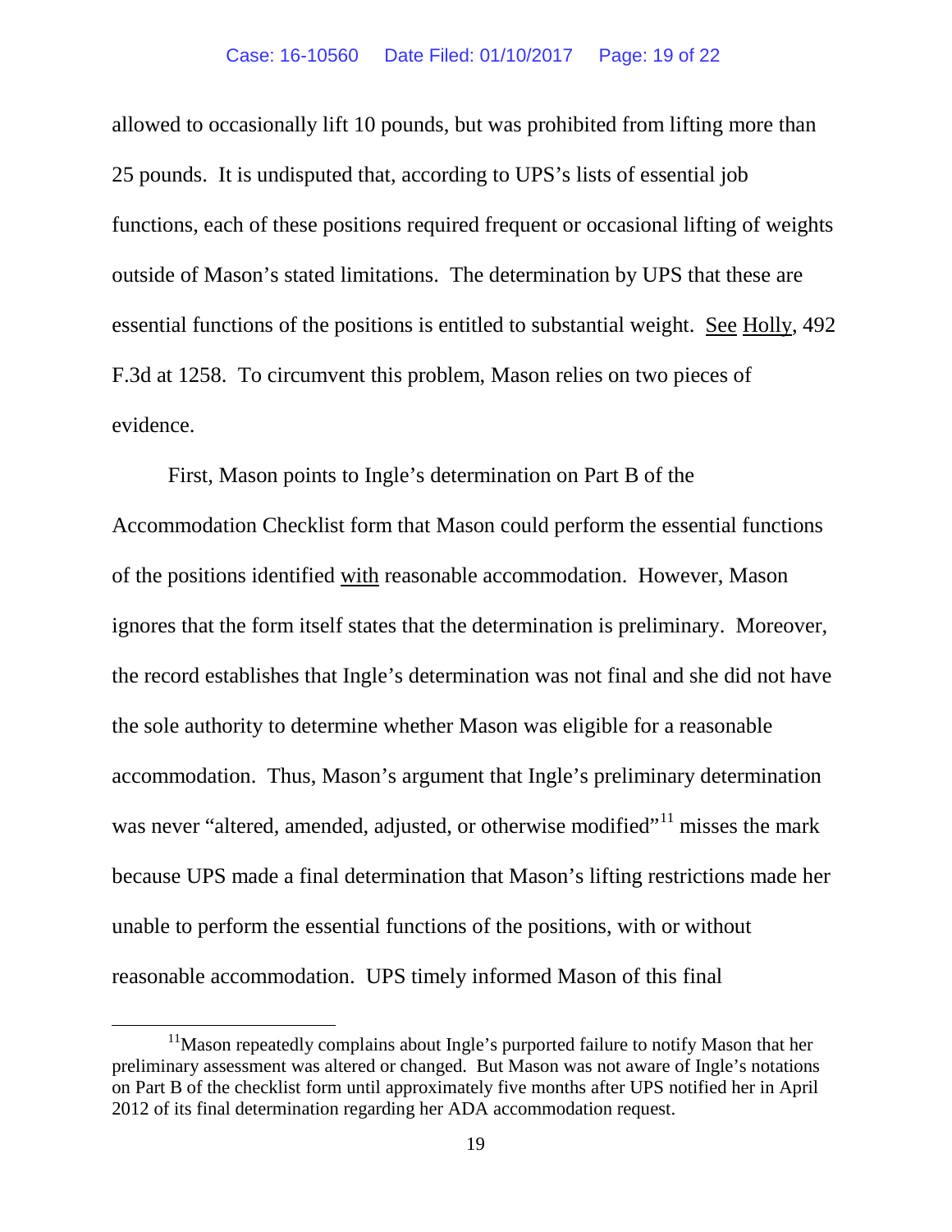allowed to occasionally lift 10 pounds, but was prohibited from lifting more than 25 pounds. It is undisputed that, according to UPS's lists of essential job functions, each of these positions required frequent or occasional lifting of weights outside of Mason's stated limitations. The determination by UPS that these are essential functions of the positions is entitled to substantial weight. See Holly, 492 F.3d at 1258. To circumvent this problem, Mason relies on two pieces of evidence.

First, Mason points to Ingle's determination on Part B of the Accommodation Checklist form that Mason could perform the essential functions of the positions identified with reasonable accommodation. However, Mason ignores that the form itself states that the determination is preliminary. Moreover, the record establishes that Ingle's determination was not final and she did not have the sole authority to determine whether Mason was eligible for a reasonable accommodation. Thus, Mason's argument that Ingle's preliminary determination was never "altered, amended, adjusted, or otherwise modified"[11] misses the mark because UPS made a final determination that Mason's lifting restrictions made her unable to perform the essential functions of the positions, with or without reasonable accommodation. UPS timely informed Mason of this final

[11] Mason repeatedly complains about Ingle's purported failure to notify Mason that her preliminary assessment was altered or changed. But Mason was not aware of Ingle's notations on Part B of the checklist form until approximately five months after UPS notified her in April 2012 of its final determination regarding her ADA accommodation request.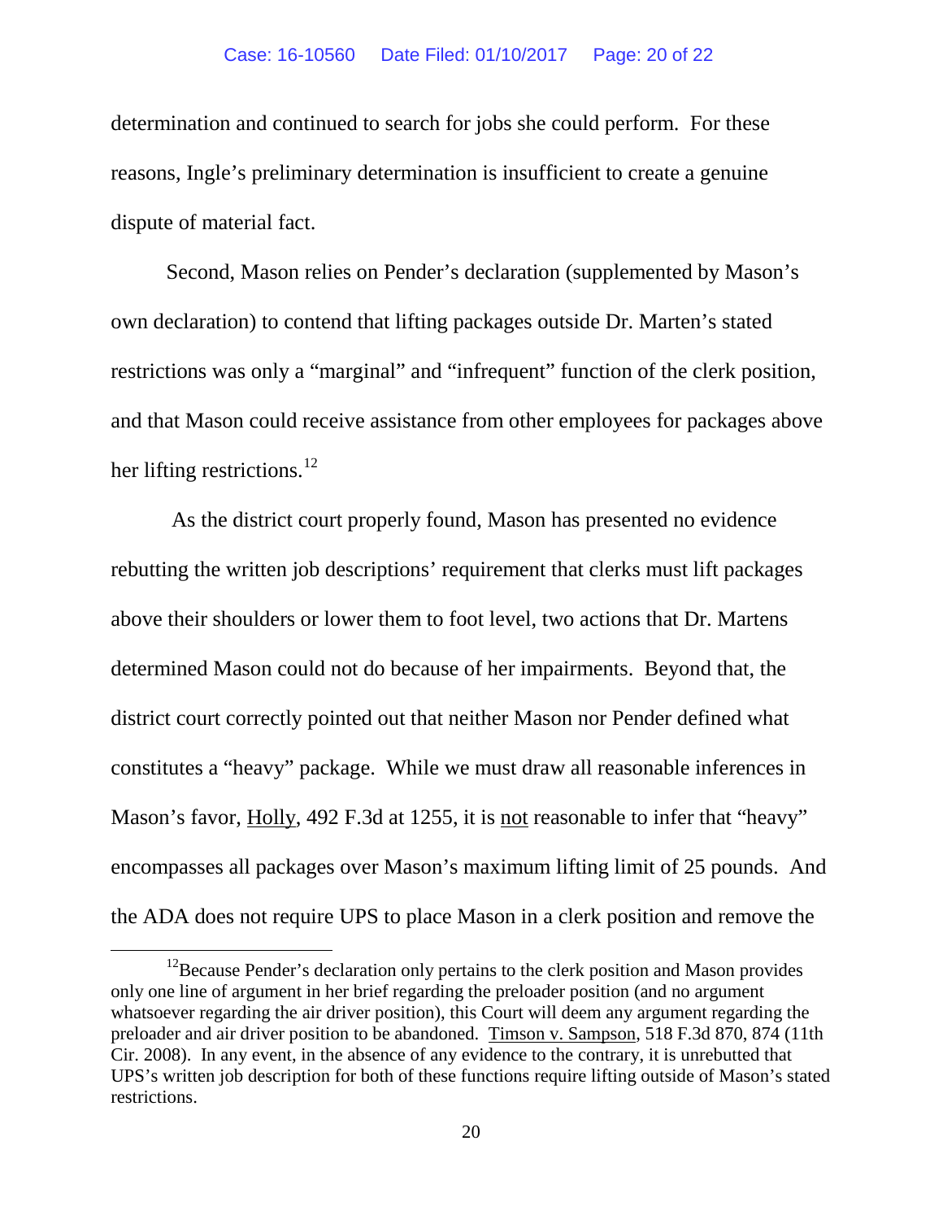determination and continued to search for jobs she could perform. For these reasons, Ingle's preliminary determination is insufficient to create a genuine dispute of material fact.

Second, Mason relies on Pender's declaration (supplemented by Mason's own declaration) to contend that lifting packages outside Dr. Marten's stated restrictions was only a "marginal" and "infrequent" function of the clerk position, and that Mason could receive assistance from other employees for packages above her lifting restrictions.[12]

As the district court properly found, Mason has presented no evidence rebutting the written job descriptions' requirement that clerks must lift packages above their shoulders or lower them to foot level, two actions that Dr. Martens determined Mason could not do because of her impairments. Beyond that, the district court correctly pointed out that neither Mason nor Pender defined what constitutes a "heavy" package. While we must draw all reasonable inferences in Mason's favor, Holly, 492 F.3d at 1255, it is not reasonable to infer that "heavy" encompasses all packages over Mason's maximum lifting limit of 25 pounds. And the ADA does not require UPS to place Mason in a clerk position and remove the

[12] Because Pender's declaration only pertains to the clerk position and Mason provides only one line of argument in her brief regarding the preloader position (and no argument whatsoever regarding the air driver position), this Court will deem any argument regarding the preloader and air driver position to be abandoned. Timson v. Sampson, 518 F.3d 870, 874 (11th Cir. 2008). In any event, in the absence of any evidence to the contrary, it is unrebutted that UPS's written job description for both of these functions require lifting outside of Mason's stated restrictions.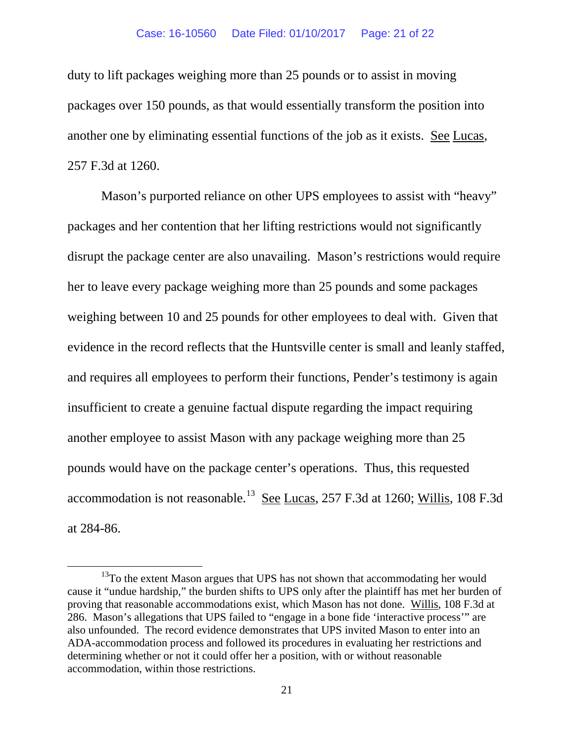duty to lift packages weighing more than 25 pounds or to assist in moving packages over 150 pounds, as that would essentially transform the position into another one by eliminating essential functions of the job as it exists. See Lucas, 257 F.3d at 1260.

Mason's purported reliance on other UPS employees to assist with "heavy" packages and her contention that her lifting restrictions would not significantly disrupt the package center are also unavailing. Mason's restrictions would require her to leave every package weighing more than 25 pounds and some packages weighing between 10 and 25 pounds for other employees to deal with. Given that evidence in the record reflects that the Huntsville center is small and leanly staffed, and requires all employees to perform their functions, Pender's testimony is again insufficient to create a genuine factual dispute regarding the impact requiring another employee to assist Mason with any package weighing more than 25 pounds would have on the package center's operations. Thus, this requested accommodation is not reasonable.[13] See Lucas, 257 F.3d at 1260; Willis, 108 F.3d at 284-86.

---

[13] To the extent Mason argues that UPS has not shown that accommodating her would cause it "undue hardship," the burden shifts to UPS only after the plaintiff has met her burden of proving that reasonable accommodations exist, which Mason has not done. Willis, 108 F.3d at 286. Mason's allegations that UPS failed to "engage in a bone fide 'interactive process'" are also unfounded. The record evidence demonstrates that UPS invited Mason to enter into an ADA-accommodation process and followed its procedures in evaluating her restrictions and determining whether or not it could offer her a position, with or without reasonable accommodation, within those restrictions.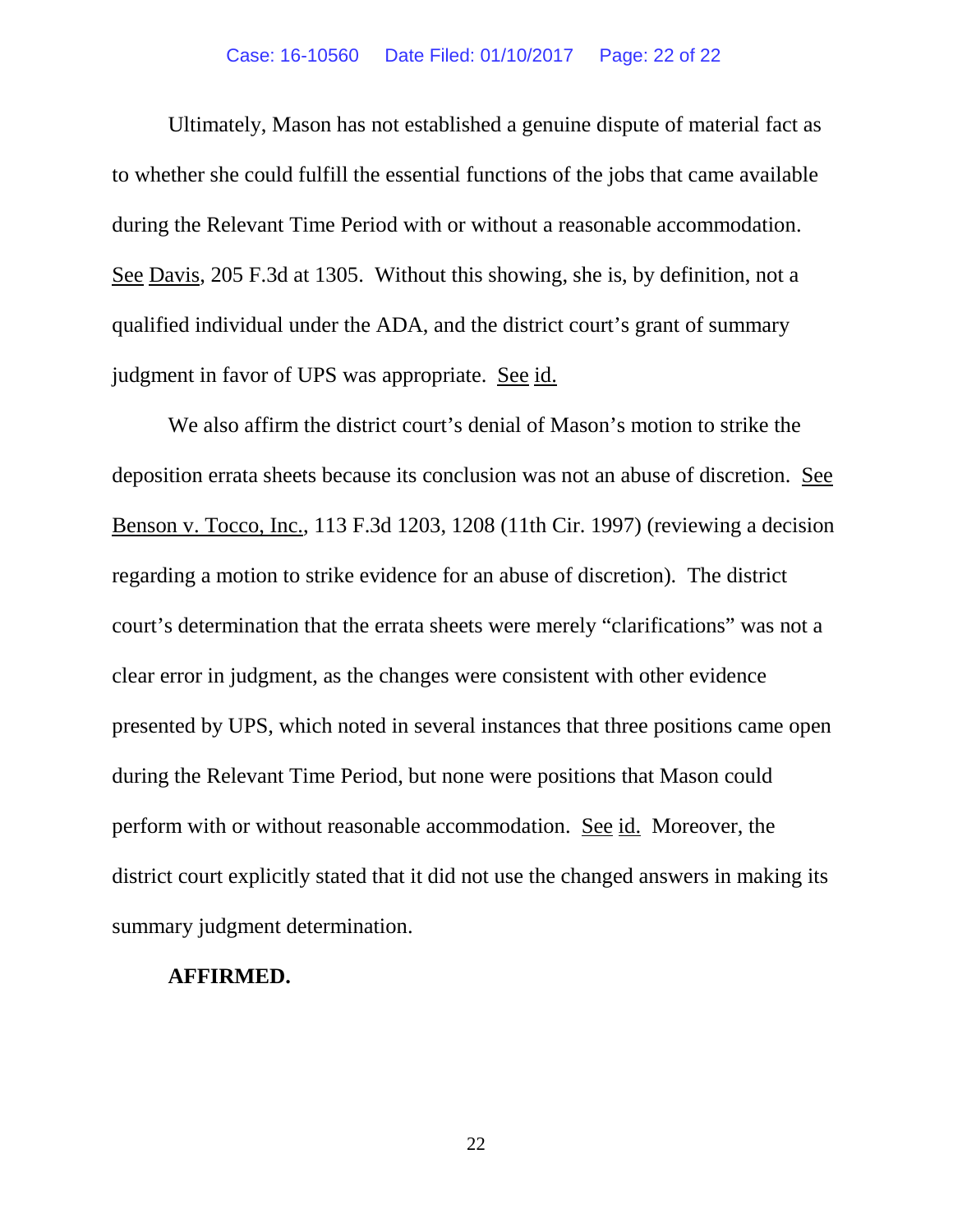Ultimately, Mason has not established a genuine dispute of material fact as to whether she could fulfill the essential functions of the jobs that came available during the Relevant Time Period with or without a reasonable accommodation. See Davis, 205 F.3d at 1305. Without this showing, she is, by definition, not a qualified individual under the ADA, and the district court's grant of summary judgment in favor of UPS was appropriate. See id.

We also affirm the district court's denial of Mason's motion to strike the deposition errata sheets because its conclusion was not an abuse of discretion. See Benson v. Tocco, Inc., 113 F.3d 1203, 1208 (11th Cir. 1997) (reviewing a decision regarding a motion to strike evidence for an abuse of discretion). The district court's determination that the errata sheets were merely "clarifications" was not a clear error in judgment, as the changes were consistent with other evidence presented by UPS, which noted in several instances that three positions came open during the Relevant Time Period, but none were positions that Mason could perform with or without reasonable accommodation. See id. Moreover, the district court explicitly stated that it did not use the changed answers in making its summary judgment determination.

**AFFIRMED.**